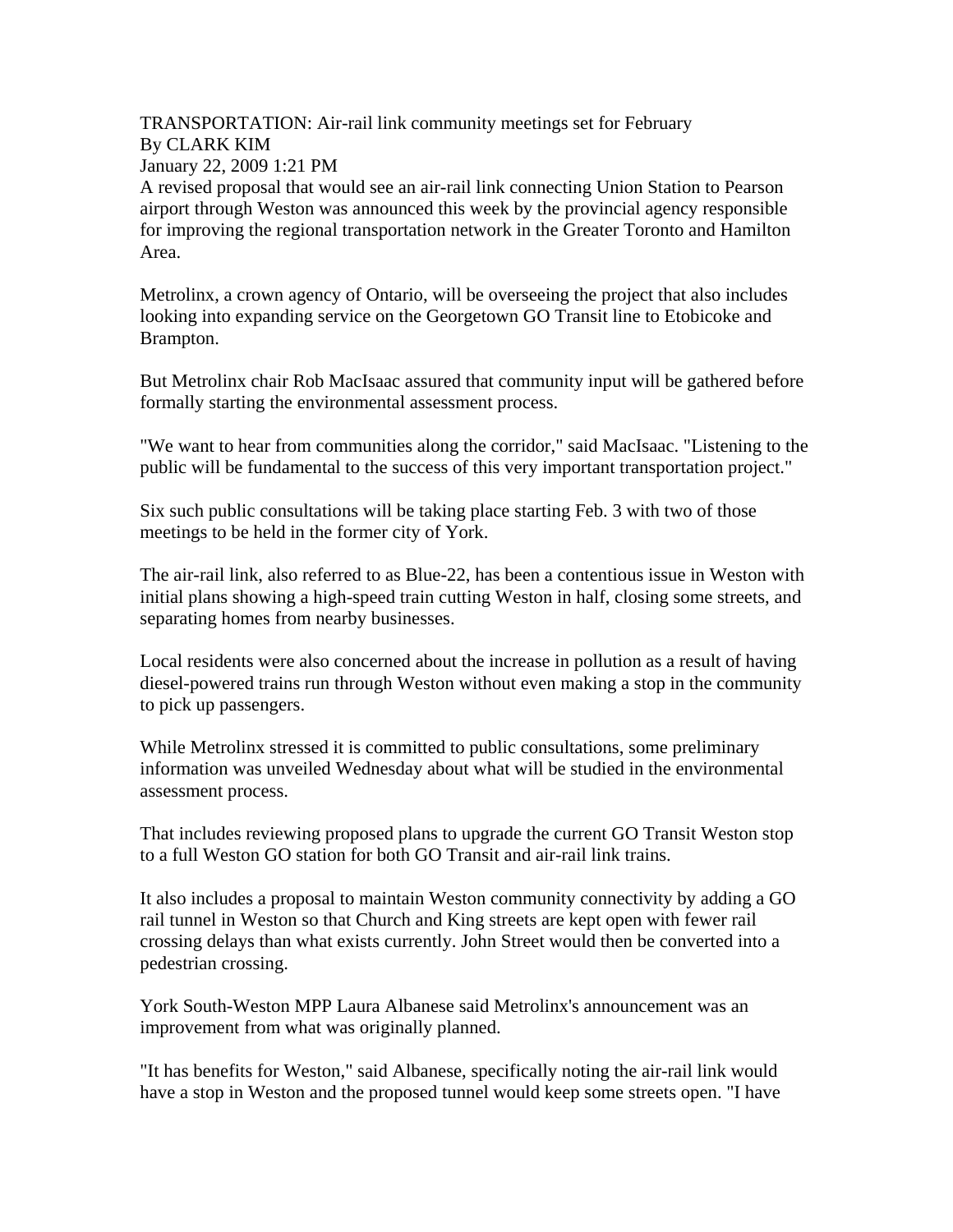TRANSPORTATION: Air-rail link community meetings set for February
By CLARK KIM
January 22, 2009 1:21 PM

A revised proposal that would see an air-rail link connecting Union Station to Pearson airport through Weston was announced this week by the provincial agency responsible for improving the regional transportation network in the Greater Toronto and Hamilton Area.

Metrolinx, a crown agency of Ontario, will be overseeing the project that also includes looking into expanding service on the Georgetown GO Transit line to Etobicoke and Brampton.

But Metrolinx chair Rob MacIsaac assured that community input will be gathered before formally starting the environmental assessment process.

"We want to hear from communities along the corridor," said MacIsaac. "Listening to the public will be fundamental to the success of this very important transportation project."

Six such public consultations will be taking place starting Feb. 3 with two of those meetings to be held in the former city of York.

The air-rail link, also referred to as Blue-22, has been a contentious issue in Weston with initial plans showing a high-speed train cutting Weston in half, closing some streets, and separating homes from nearby businesses.

Local residents were also concerned about the increase in pollution as a result of having diesel-powered trains run through Weston without even making a stop in the community to pick up passengers.

While Metrolinx stressed it is committed to public consultations, some preliminary information was unveiled Wednesday about what will be studied in the environmental assessment process.

That includes reviewing proposed plans to upgrade the current GO Transit Weston stop to a full Weston GO station for both GO Transit and air-rail link trains.

It also includes a proposal to maintain Weston community connectivity by adding a GO rail tunnel in Weston so that Church and King streets are kept open with fewer rail crossing delays than what exists currently. John Street would then be converted into a pedestrian crossing.

York South-Weston MPP Laura Albanese said Metrolinx's announcement was an improvement from what was originally planned.

"It has benefits for Weston," said Albanese, specifically noting the air-rail link would have a stop in Weston and the proposed tunnel would keep some streets open. "I have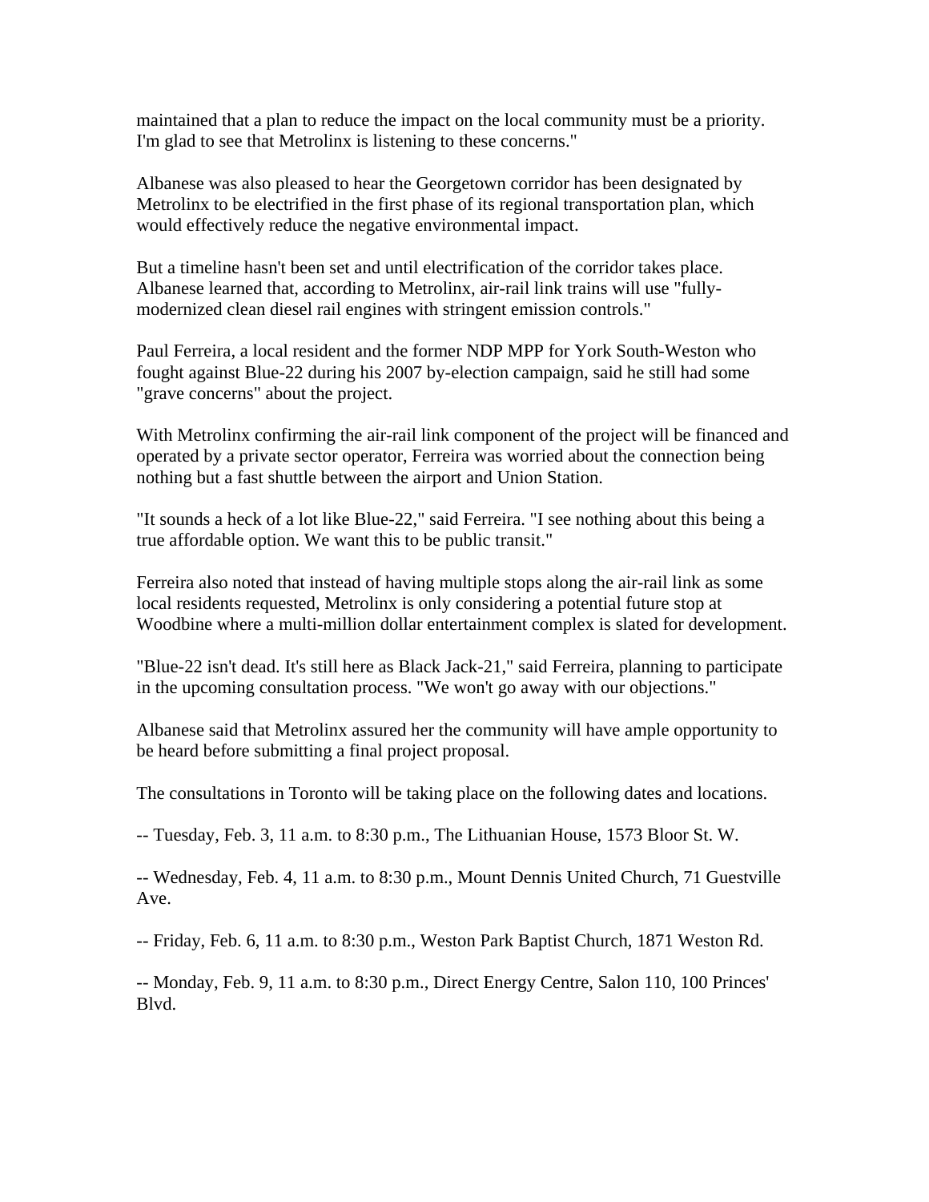maintained that a plan to reduce the impact on the local community must be a priority. I'm glad to see that Metrolinx is listening to these concerns."

Albanese was also pleased to hear the Georgetown corridor has been designated by Metrolinx to be electrified in the first phase of its regional transportation plan, which would effectively reduce the negative environmental impact.

But a timeline hasn't been set and until electrification of the corridor takes place. Albanese learned that, according to Metrolinx, air-rail link trains will use "fully-modernized clean diesel rail engines with stringent emission controls."

Paul Ferreira, a local resident and the former NDP MPP for York South-Weston who fought against Blue-22 during his 2007 by-election campaign, said he still had some "grave concerns" about the project.

With Metrolinx confirming the air-rail link component of the project will be financed and operated by a private sector operator, Ferreira was worried about the connection being nothing but a fast shuttle between the airport and Union Station.

"It sounds a heck of a lot like Blue-22," said Ferreira. "I see nothing about this being a true affordable option. We want this to be public transit."

Ferreira also noted that instead of having multiple stops along the air-rail link as some local residents requested, Metrolinx is only considering a potential future stop at Woodbine where a multi-million dollar entertainment complex is slated for development.

"Blue-22 isn't dead. It's still here as Black Jack-21," said Ferreira, planning to participate in the upcoming consultation process. "We won't go away with our objections."

Albanese said that Metrolinx assured her the community will have ample opportunity to be heard before submitting a final project proposal.

The consultations in Toronto will be taking place on the following dates and locations.

-- Tuesday, Feb. 3, 11 a.m. to 8:30 p.m., The Lithuanian House, 1573 Bloor St. W.

-- Wednesday, Feb. 4, 11 a.m. to 8:30 p.m., Mount Dennis United Church, 71 Guestville Ave.

-- Friday, Feb. 6, 11 a.m. to 8:30 p.m., Weston Park Baptist Church, 1871 Weston Rd.

-- Monday, Feb. 9, 11 a.m. to 8:30 p.m., Direct Energy Centre, Salon 110, 100 Princes' Blvd.